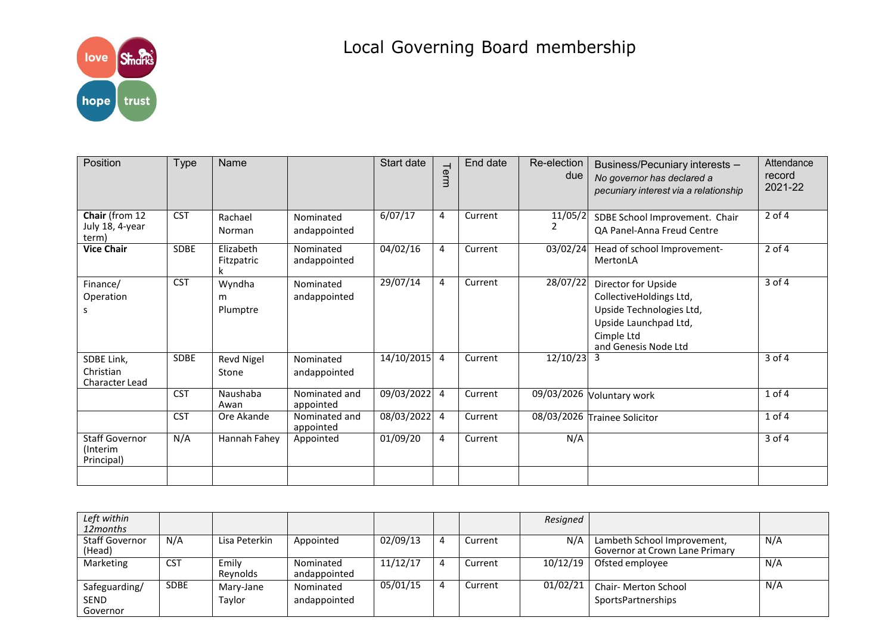# Local Governing Board membership

| Position | Type | Name | | Start date | Term | End date | Re-election due | Business/Pecuniary interests – *No governor has declared a pecuniary interest via a relationship* | Attendance record 2021-22 |
|---|---|---|---|---|---|---|---|---|---|
| **Chair** (from 12 July 18, 4-year term) | CST | Rachael Norman | Nominated andappointed | 6/07/17 | 4 | Current | 11/05/22 | SDBE School Improvement. Chair QA Panel-Anna Freud Centre | 2 of 4 |
| **Vice Chair** | SDBE | Elizabeth Fitzpatrick | Nominated andappointed | 04/02/16 | 4 | Current | 03/02/24 | Head of school Improvement-MertonLA | 2 of 4 |
| Finance/ Operations | CST | Wyndham Plumptre | Nominated andappointed | 29/07/14 | 4 | Current | 28/07/22 | Director for Upside CollectiveHoldings Ltd, Upside Technologies Ltd, Upside Launchpad Ltd, Cimple Ltd and Genesis Node Ltd | 3 of 4 |
| SDBE Link, Christian Character Lead | SDBE | Revd Nigel Stone | Nominated andappointed | 14/10/2015 | 4 | Current | 12/10/23 | 3 | 3 of 4 |
| | CST | Naushaba Awan | Nominated and appointed | 09/03/2022 | 4 | Current | 09/03/2026 | Voluntary work | 1 of 4 |
| | CST | Ore Akande | Nominated and appointed | 08/03/2022 | 4 | Current | 08/03/2026 | Trainee Solicitor | 1 of 4 |
| Staff Governor (Interim Principal) | N/A | Hannah Fahey | Appointed | 01/09/20 | 4 | Current | N/A | | 3 of 4 |
| | | | | | | | | | |

| *Left within 12months* | | | | | | | *Resigned* | | |
|---|---|---|---|---|---|---|---|---|---|
| Staff Governor (Head) | N/A | Lisa Peterkin | Appointed | 02/09/13 | 4 | Current | N/A | Lambeth School Improvement, Governor at Crown Lane Primary | N/A |
| Marketing | CST | Emily Reynolds | Nominated andappointed | 11/12/17 | 4 | Current | 10/12/19 | Ofsted employee | N/A |
| Safeguarding/ SEND Governor | SDBE | Mary-Jane Taylor | Nominated andappointed | 05/01/15 | 4 | Current | 01/02/21 | Chair- Merton School SportsPartnerships | N/A |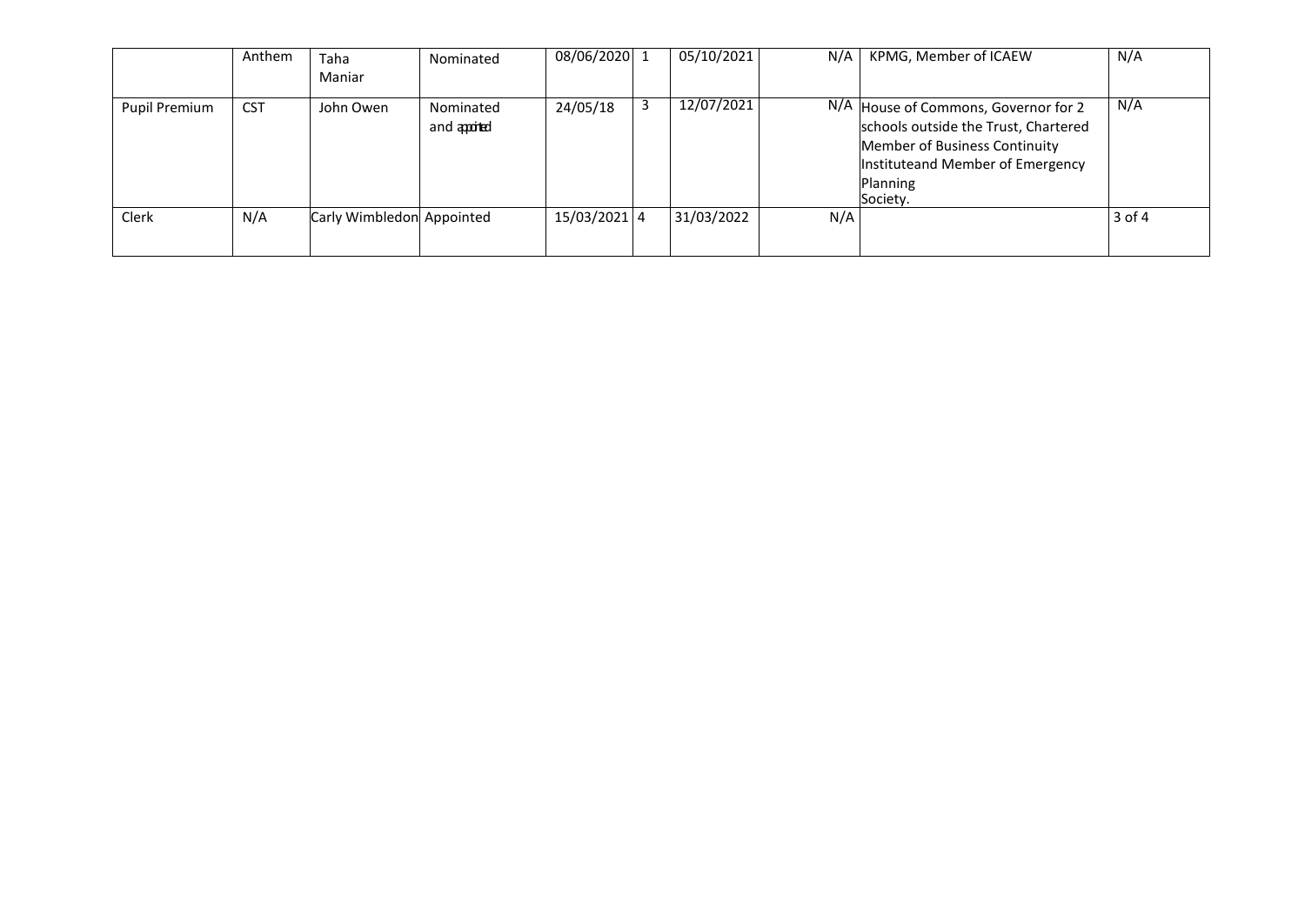| | | | | | | | | | |
|---|---|---|---|---|---|---|---|---|---|
| | Anthem | Taha Maniar | Nominated | 08/06/2020 | 1 | 05/10/2021 | N/A | KPMG, Member of ICAEW | N/A |
| Pupil Premium | CST | John Owen | Nominated and appointed | 24/05/18 | 3 | 12/07/2021 | N/A | House of Commons, Governor for 2 schools outside the Trust, Chartered Member of Business Continuity Instituteand Member of Emergency Planning Society. | N/A |
| Clerk | N/A | Carly Wimbledon | Appointed | 15/03/2021 | 4 | 31/03/2022 | N/A | | 3 of 4 |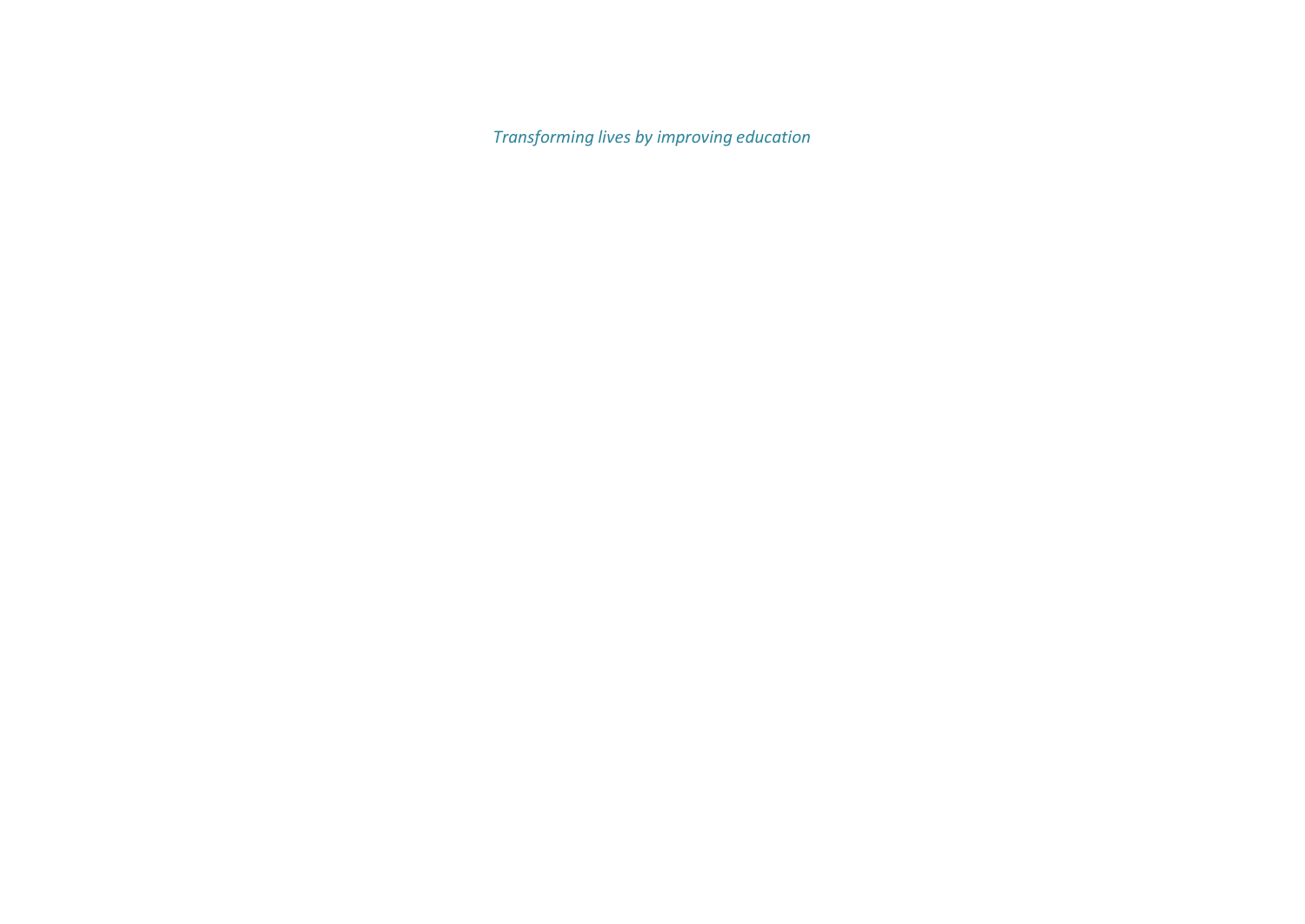*Transforming lives by improving education*